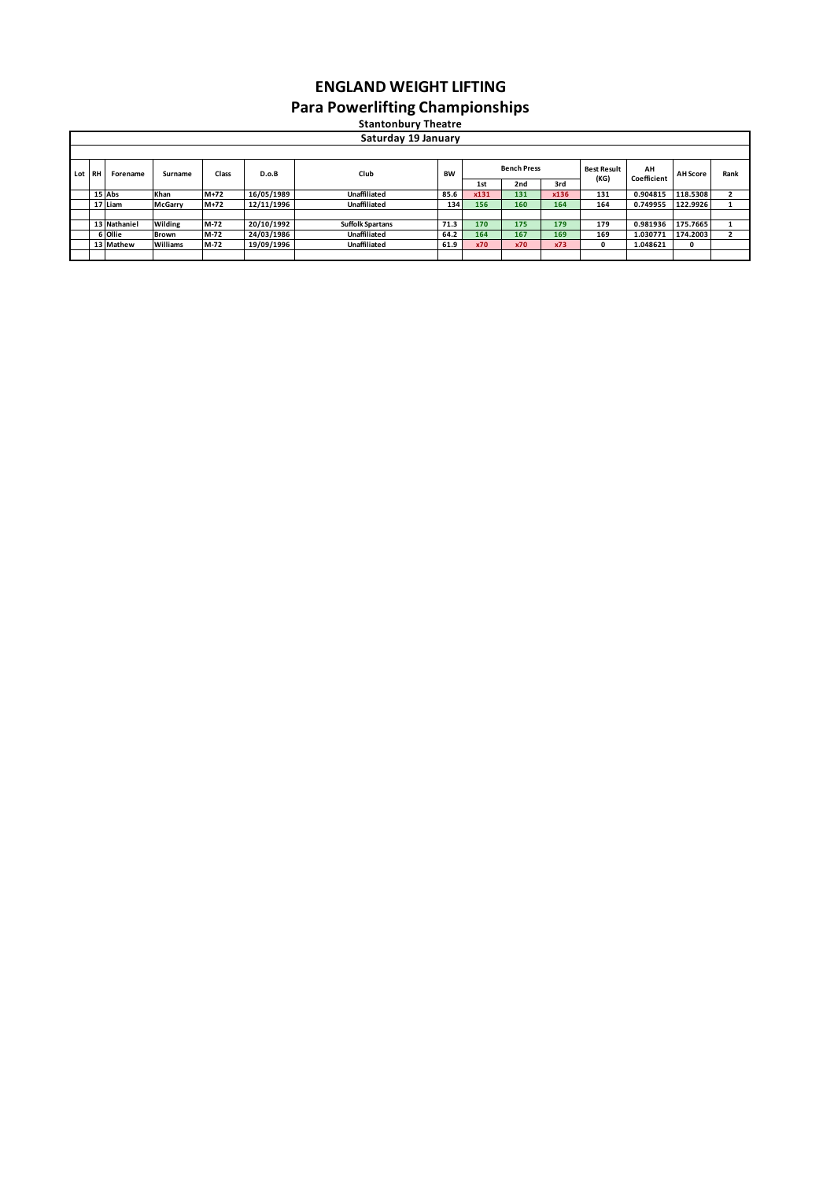# ENGLAND WEIGHT LIFTING

## Para Powerlifting Championships

### Stantonbury Theatre

### Saturday 19 January

| Lot | RH | Forename | Surname | Class | D.o.B | Club | BW | Bench Press | | | Best Result (KG) | AH Coefficient | AH Score | Rank |
|---|---|---|---|---|---|---|---|---|---|---|---|---|---|---|
| | | | | | | | | 1st | 2nd | 3rd | | | | |
| | 15 | Abs | Khan | M+72 | 16/05/1989 | Unaffiliated | 85.6 | x131 | 131 | x136 | 131 | 0.904815 | 118.5308 | 2 |
| | 17 | Liam | McGarry | M+72 | 12/11/1996 | Unaffiliated | 134 | 156 | 160 | 164 | 164 | 0.749955 | 122.9926 | 1 |
| | | | | | | | | | | | | | | |
| | 13 | Nathaniel | Wilding | M-72 | 20/10/1992 | Suffolk Spartans | 71.3 | 170 | 175 | 179 | 179 | 0.981936 | 175.7665 | 1 |
| | 6 | Ollie | Brown | M-72 | 24/03/1986 | Unaffiliated | 64.2 | 164 | 167 | 169 | 169 | 1.030771 | 174.2003 | 2 |
| | 13 | Mathew | Williams | M-72 | 19/09/1996 | Unaffiliated | 61.9 | x70 | x70 | x73 | 0 | 1.048621 | 0 | |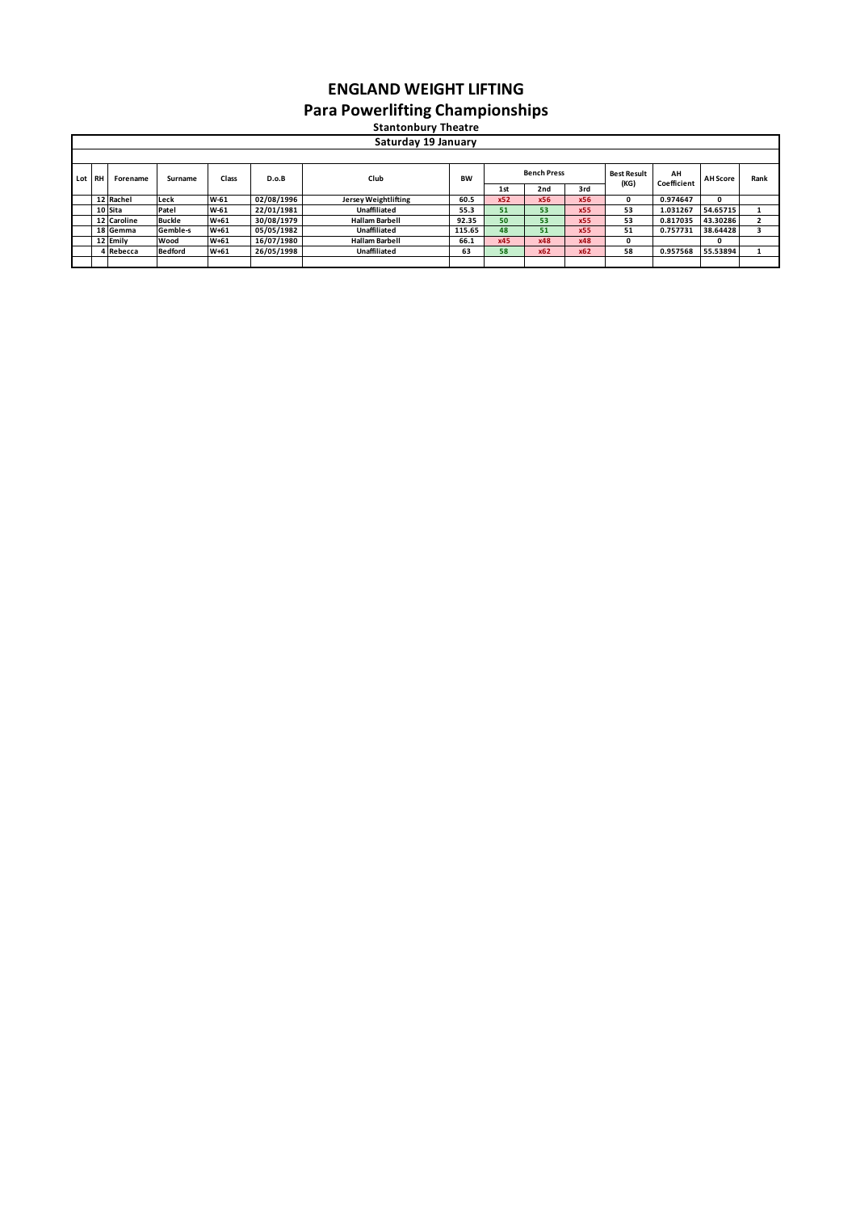# ENGLAND WEIGHT LIFTING

## Para Powerlifting Championships

### Stantonbury Theatre

**Saturday 19 January**

| Lot | RH | Forename | Surname | Class | D.o.B | Club | BW | Bench Press | | | Best Result (KG) | AH Coefficient | AH Score | Rank |
|---|---|---|---|---|---|---|---|---|---|---|---|---|---|---|
| | | | | | | | | 1st | 2nd | 3rd | | | | |
| | 12 | Rachel | Leck | W-61 | 02/08/1996 | Jersey Weightlifting | 60.5 | x52 | x56 | x56 | 0 | 0.974647 | 0 | |
| | 10 | Sita | Patel | W-61 | 22/01/1981 | Unaffiliated | 55.3 | 51 | 53 | x55 | 53 | 1.031267 | 54.65715 | 1 |
| | 12 | Caroline | Buckle | W+61 | 30/08/1979 | Hallam Barbell | 92.35 | 50 | 53 | x55 | 53 | 0.817035 | 43.30286 | 2 |
| | 18 | Gemma | Gemble-s | W+61 | 05/05/1982 | Unaffiliated | 115.65 | 48 | 51 | x55 | 51 | 0.757731 | 38.64428 | 3 |
| | 12 | Emily | Wood | W+61 | 16/07/1980 | Hallam Barbell | 66.1 | x45 | x48 | x48 | 0 | | 0 | |
| | 4 | Rebecca | Bedford | W+61 | 26/05/1998 | Unaffiliated | 63 | 58 | x62 | x62 | 58 | 0.957568 | 55.53894 | 1 |